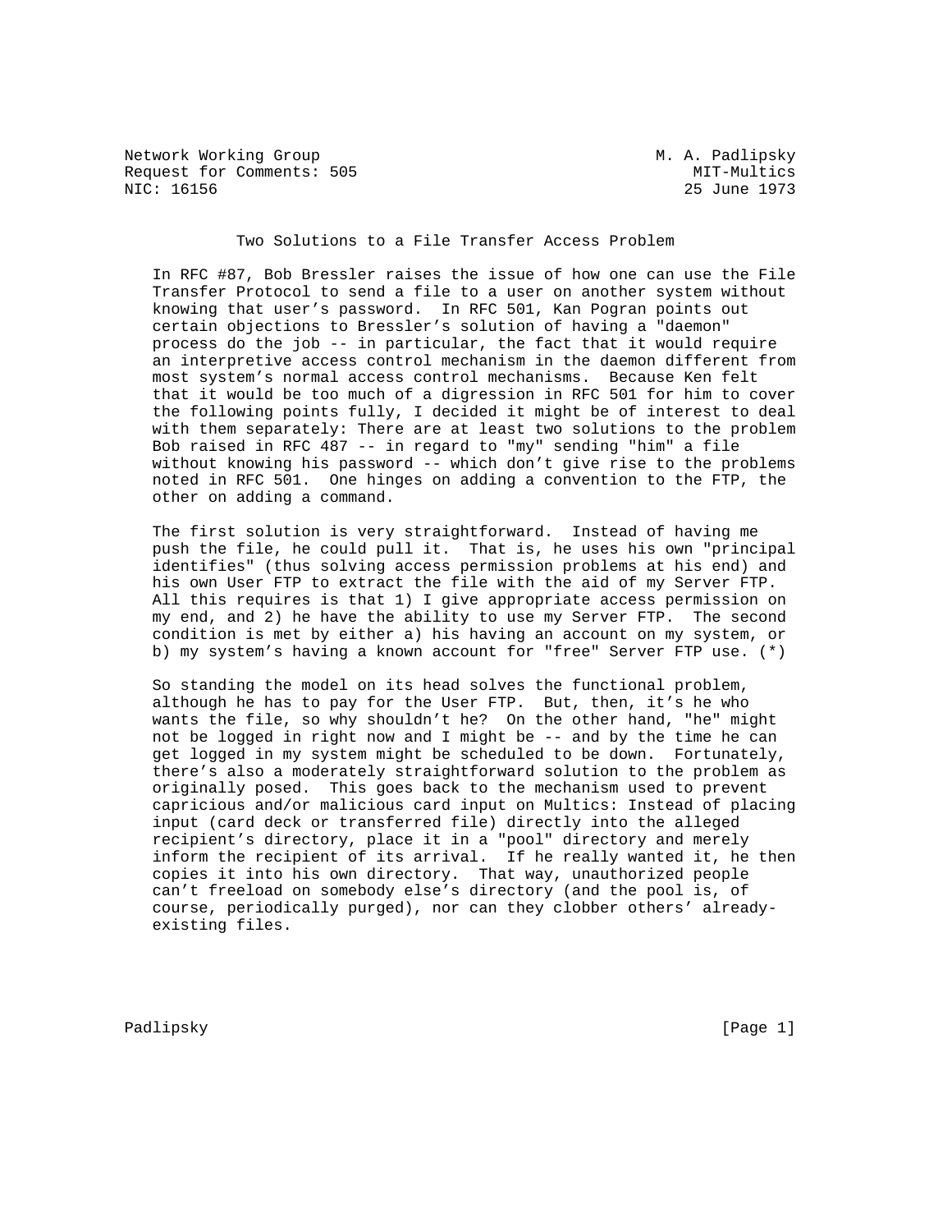Network Working Group M. A. Padlipsky
Request for Comments: 505 MIT-Multics
NIC: 16156 25 June 1973

# Two Solutions to a File Transfer Access Problem

In RFC #87, Bob Bressler raises the issue of how one can use the File Transfer Protocol to send a file to a user on another system without knowing that user's password. In RFC 501, Kan Pogran points out certain objections to Bressler's solution of having a "daemon" process do the job -- in particular, the fact that it would require an interpretive access control mechanism in the daemon different from most system's normal access control mechanisms. Because Ken felt that it would be too much of a digression in RFC 501 for him to cover the following points fully, I decided it might be of interest to deal with them separately: There are at least two solutions to the problem Bob raised in RFC 487 -- in regard to "my" sending "him" a file without knowing his password -- which don't give rise to the problems noted in RFC 501. One hinges on adding a convention to the FTP, the other on adding a command.

The first solution is very straightforward. Instead of having me push the file, he could pull it. That is, he uses his own "principal identifies" (thus solving access permission problems at his end) and his own User FTP to extract the file with the aid of my Server FTP. All this requires is that 1) I give appropriate access permission on my end, and 2) he have the ability to use my Server FTP. The second condition is met by either a) his having an account on my system, or b) my system's having a known account for "free" Server FTP use. (*)

So standing the model on its head solves the functional problem, although he has to pay for the User FTP. But, then, it's he who wants the file, so why shouldn't he? On the other hand, "he" might not be logged in right now and I might be -- and by the time he can get logged in my system might be scheduled to be down. Fortunately, there's also a moderately straightforward solution to the problem as originally posed. This goes back to the mechanism used to prevent capricious and/or malicious card input on Multics: Instead of placing input (card deck or transferred file) directly into the alleged recipient's directory, place it in a "pool" directory and merely inform the recipient of its arrival. If he really wanted it, he then copies it into his own directory. That way, unauthorized people can't freeload on somebody else's directory (and the pool is, of course, periodically purged), nor can they clobber others' already-existing files.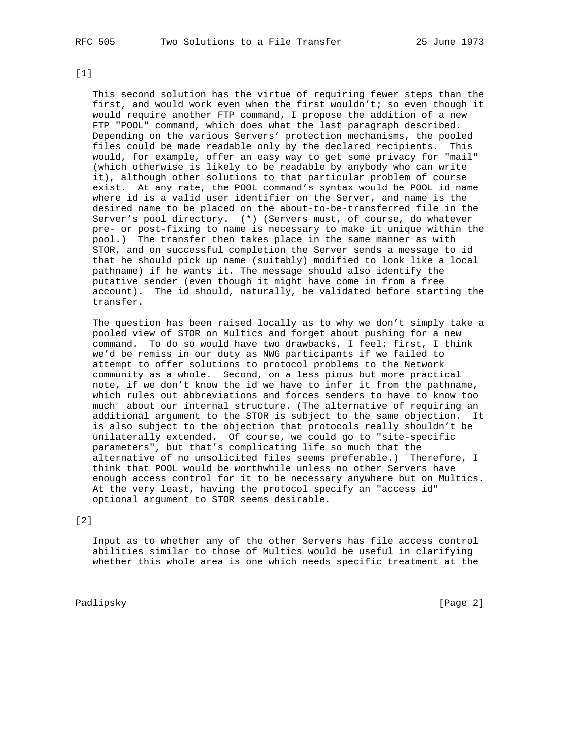[1]

This second solution has the virtue of requiring fewer steps than the first, and would work even when the first wouldn't; so even though it would require another FTP command, I propose the addition of a new FTP "POOL" command, which does what the last paragraph described. Depending on the various Servers' protection mechanisms, the pooled files could be made readable only by the declared recipients. This would, for example, offer an easy way to get some privacy for "mail" (which otherwise is likely to be readable by anybody who can write it), although other solutions to that particular problem of course exist. At any rate, the POOL command's syntax would be POOL id name where id is a valid user identifier on the Server, and name is the desired name to be placed on the about-to-be-transferred file in the Server's pool directory. (*) (Servers must, of course, do whatever pre- or post-fixing to name is necessary to make it unique within the pool.) The transfer then takes place in the same manner as with STOR, and on successful completion the Server sends a message to id that he should pick up name (suitably) modified to look like a local pathname) if he wants it. The message should also identify the putative sender (even though it might have come in from a free account). The id should, naturally, be validated before starting the transfer.

The question has been raised locally as to why we don't simply take a pooled view of STOR on Multics and forget about pushing for a new command. To do so would have two drawbacks, I feel: first, I think we'd be remiss in our duty as NWG participants if we failed to attempt to offer solutions to protocol problems to the Network community as a whole. Second, on a less pious but more practical note, if we don't know the id we have to infer it from the pathname, which rules out abbreviations and forces senders to have to know too much about our internal structure. (The alternative of requiring an additional argument to the STOR is subject to the same objection. It is also subject to the objection that protocols really shouldn't be unilaterally extended. Of course, we could go to "site-specific parameters", but that's complicating life so much that the alternative of no unsolicited files seems preferable.) Therefore, I think that POOL would be worthwhile unless no other Servers have enough access control for it to be necessary anywhere but on Multics. At the very least, having the protocol specify an "access id" optional argument to STOR seems desirable.

[2]

Input as to whether any of the other Servers has file access control abilities similar to those of Multics would be useful in clarifying whether this whole area is one which needs specific treatment at the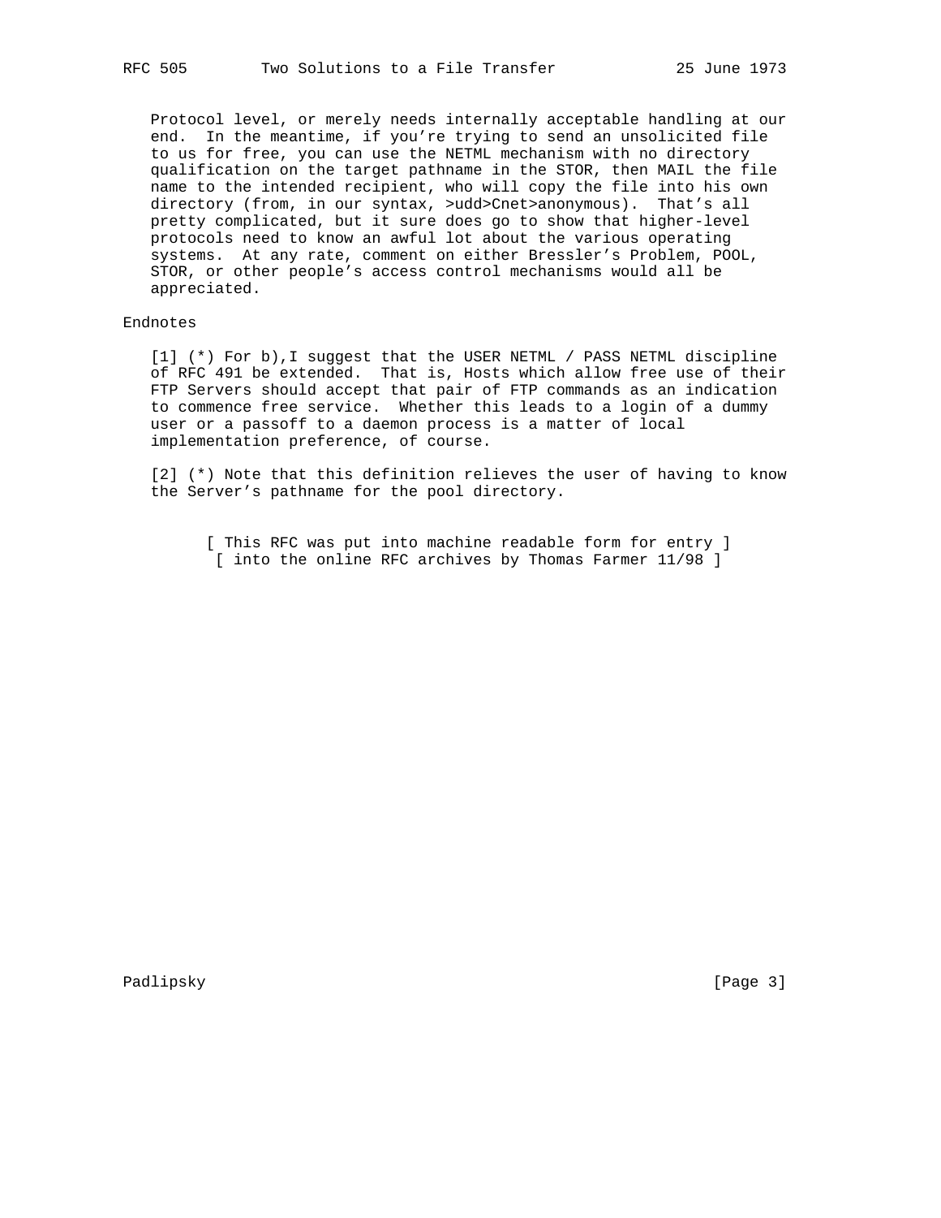Protocol level, or merely needs internally acceptable handling at our end. In the meantime, if you're trying to send an unsolicited file to us for free, you can use the NETML mechanism with no directory qualification on the target pathname in the STOR, then MAIL the file name to the intended recipient, who will copy the file into his own directory (from, in our syntax, >udd>Cnet>anonymous). That's all pretty complicated, but it sure does go to show that higher-level protocols need to know an awful lot about the various operating systems. At any rate, comment on either Bressler's Problem, POOL, STOR, or other people's access control mechanisms would all be appreciated.

## Endnotes

[1] (*) For b),I suggest that the USER NETML / PASS NETML discipline of RFC 491 be extended. That is, Hosts which allow free use of their FTP Servers should accept that pair of FTP commands as an indication to commence free service. Whether this leads to a login of a dummy user or a passoff to a daemon process is a matter of local implementation preference, of course.

[2] (*) Note that this definition relieves the user of having to know the Server's pathname for the pool directory.

[ This RFC was put into machine readable form for entry ]
[ into the online RFC archives by Thomas Farmer 11/98 ]